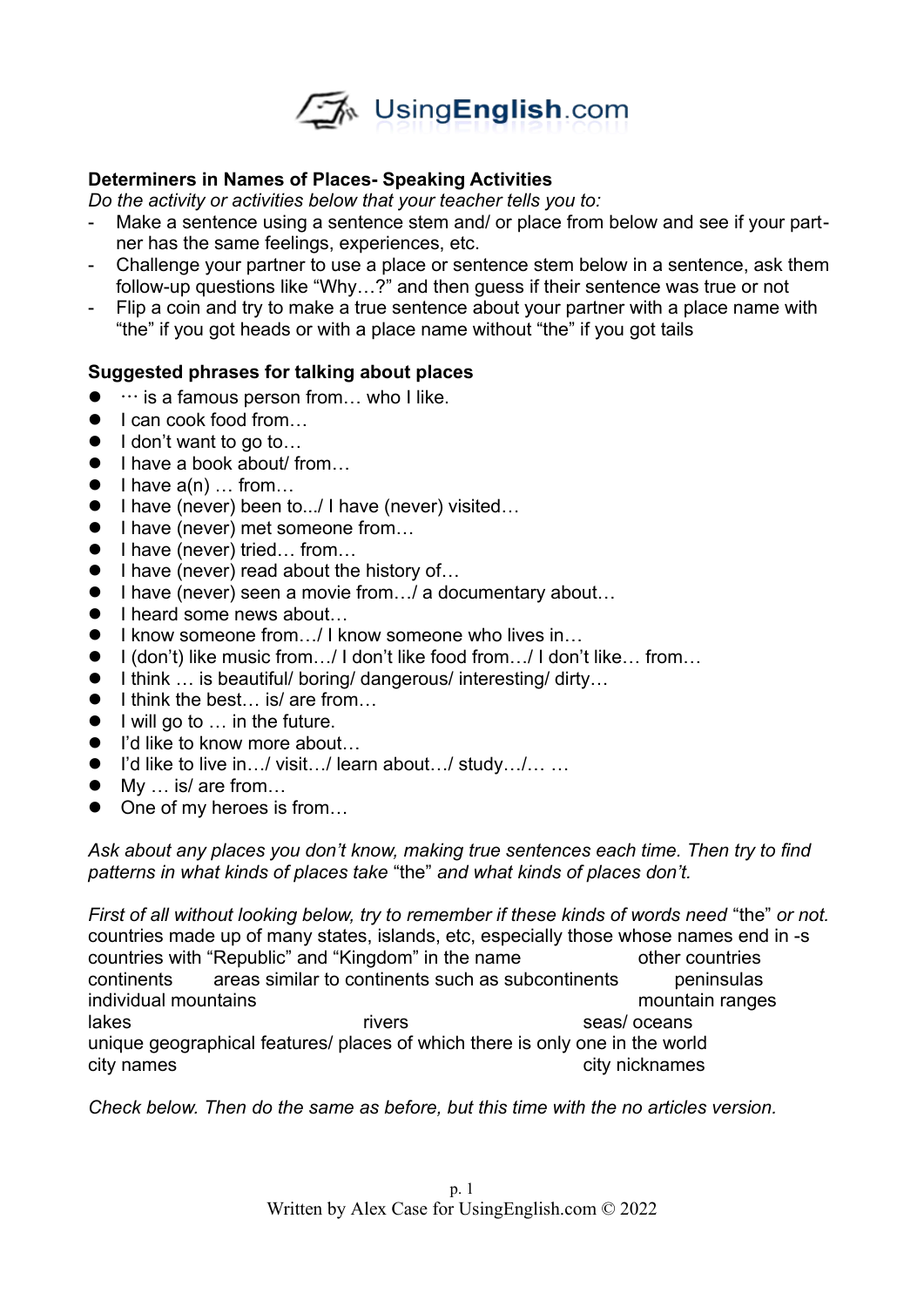**Determiners in Names of Places- Speaking Activities**

*Do the activity or activities below that your teacher tells you to:*

- Make a sentence using a sentence stem and/ or place from below and see if your partner has the same feelings, experiences, etc.
- Challenge your partner to use a place or sentence stem below in a sentence, ask them follow-up questions like "Why…?" and then guess if their sentence was true or not
- Flip a coin and try to make a true sentence about your partner with a place name with "the" if you got heads or with a place name without "the" if you got tails

**Suggested phrases for talking about places**

- … is a famous person from… who I like.
- I can cook food from…
- I don't want to go to…
- I have a book about/ from…
- I have a(n) … from…
- I have (never) been to.../ I have (never) visited…
- I have (never) met someone from…
- I have (never) tried… from…
- I have (never) read about the history of…
- I have (never) seen a movie from…/ a documentary about…
- I heard some news about…
- I know someone from…/ I know someone who lives in…
- I (don't) like music from…/ I don't like food from…/ I don't like… from…
- I think … is beautiful/ boring/ dangerous/ interesting/ dirty…
- I think the best… is/ are from…
- I will go to … in the future.
- I'd like to know more about…
- I'd like to live in…/ visit…/ learn about…/ study…/… …
- My … is/ are from…
- One of my heroes is from…

*Ask about any places you don't know, making true sentences each time. Then try to find patterns in what kinds of places take* "the" *and what kinds of places don't.*

*First of all without looking below, try to remember if these kinds of words need* "the" *or not.*

countries made up of many states, islands, etc, especially those whose names end in -s
countries with "Republic" and "Kingdom" in the name  other countries
continents  areas similar to continents such as subcontinents  peninsulas
individual mountains  mountain ranges
lakes  rivers  seas/ oceans
unique geographical features/ places of which there is only one in the world
city names  city nicknames

*Check below. Then do the same as before, but this time with the no articles version.*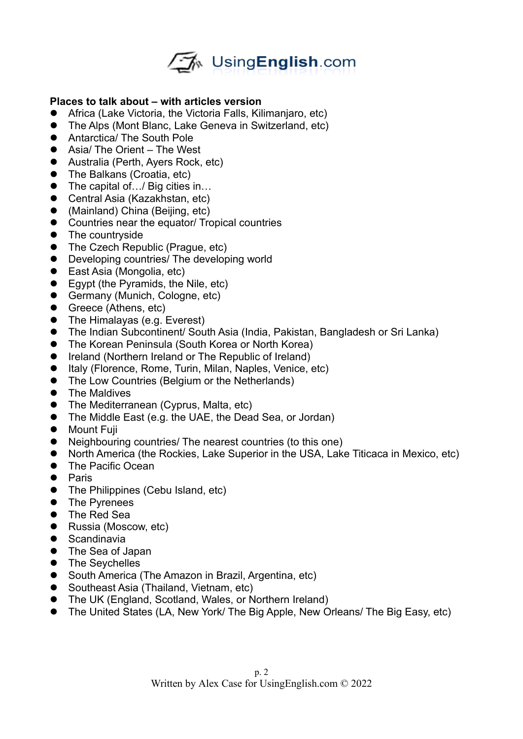**Places to talk about – with articles version**

- Africa (Lake Victoria, the Victoria Falls, Kilimanjaro, etc)
- The Alps (Mont Blanc, Lake Geneva in Switzerland, etc)
- Antarctica/ The South Pole
- Asia/ The Orient – The West
- Australia (Perth, Ayers Rock, etc)
- The Balkans (Croatia, etc)
- The capital of…/ Big cities in…
- Central Asia (Kazakhstan, etc)
- (Mainland) China (Beijing, etc)
- Countries near the equator/ Tropical countries
- The countryside
- The Czech Republic (Prague, etc)
- Developing countries/ The developing world
- East Asia (Mongolia, etc)
- Egypt (the Pyramids, the Nile, etc)
- Germany (Munich, Cologne, etc)
- Greece (Athens, etc)
- The Himalayas (e.g. Everest)
- The Indian Subcontinent/ South Asia (India, Pakistan, Bangladesh or Sri Lanka)
- The Korean Peninsula (South Korea or North Korea)
- Ireland (Northern Ireland or The Republic of Ireland)
- Italy (Florence, Rome, Turin, Milan, Naples, Venice, etc)
- The Low Countries (Belgium or the Netherlands)
- The Maldives
- The Mediterranean (Cyprus, Malta, etc)
- The Middle East (e.g. the UAE, the Dead Sea, or Jordan)
- Mount Fuji
- Neighbouring countries/ The nearest countries (to this one)
- North America (the Rockies, Lake Superior in the USA, Lake Titicaca in Mexico, etc)
- The Pacific Ocean
- Paris
- The Philippines (Cebu Island, etc)
- The Pyrenees
- The Red Sea
- Russia (Moscow, etc)
- Scandinavia
- The Sea of Japan
- The Seychelles
- South America (The Amazon in Brazil, Argentina, etc)
- Southeast Asia (Thailand, Vietnam, etc)
- The UK (England, Scotland, Wales, or Northern Ireland)
- The United States (LA, New York/ The Big Apple, New Orleans/ The Big Easy, etc)

Written by Alex Case for UsingEnglish.com © 2022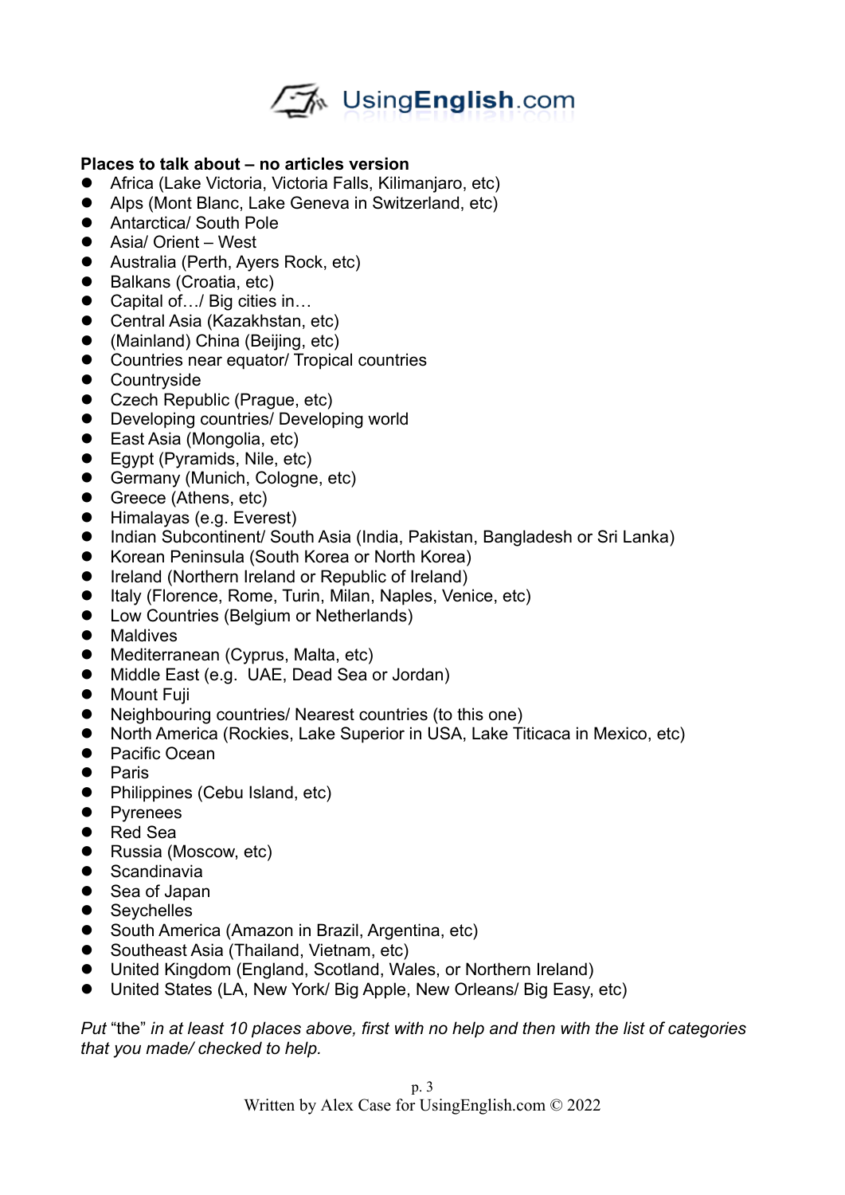**Places to talk about – no articles version**

- Africa (Lake Victoria, Victoria Falls, Kilimanjaro, etc)
- Alps (Mont Blanc, Lake Geneva in Switzerland, etc)
- Antarctica/ South Pole
- Asia/ Orient – West
- Australia (Perth, Ayers Rock, etc)
- Balkans (Croatia, etc)
- Capital of…/ Big cities in…
- Central Asia (Kazakhstan, etc)
- (Mainland) China (Beijing, etc)
- Countries near equator/ Tropical countries
- Countryside
- Czech Republic (Prague, etc)
- Developing countries/ Developing world
- East Asia (Mongolia, etc)
- Egypt (Pyramids, Nile, etc)
- Germany (Munich, Cologne, etc)
- Greece (Athens, etc)
- Himalayas (e.g. Everest)
- Indian Subcontinent/ South Asia (India, Pakistan, Bangladesh or Sri Lanka)
- Korean Peninsula (South Korea or North Korea)
- Ireland (Northern Ireland or Republic of Ireland)
- Italy (Florence, Rome, Turin, Milan, Naples, Venice, etc)
- Low Countries (Belgium or Netherlands)
- Maldives
- Mediterranean (Cyprus, Malta, etc)
- Middle East (e.g. UAE, Dead Sea or Jordan)
- Mount Fuji
- Neighbouring countries/ Nearest countries (to this one)
- North America (Rockies, Lake Superior in USA, Lake Titicaca in Mexico, etc)
- Pacific Ocean
- Paris
- Philippines (Cebu Island, etc)
- Pyrenees
- Red Sea
- Russia (Moscow, etc)
- Scandinavia
- Sea of Japan
- Seychelles
- South America (Amazon in Brazil, Argentina, etc)
- Southeast Asia (Thailand, Vietnam, etc)
- United Kingdom (England, Scotland, Wales, or Northern Ireland)
- United States (LA, New York/ Big Apple, New Orleans/ Big Easy, etc)

*Put* "the" *in at least 10 places above, first with no help and then with the list of categories that you made/ checked to help.*

Written by Alex Case for UsingEnglish.com © 2022